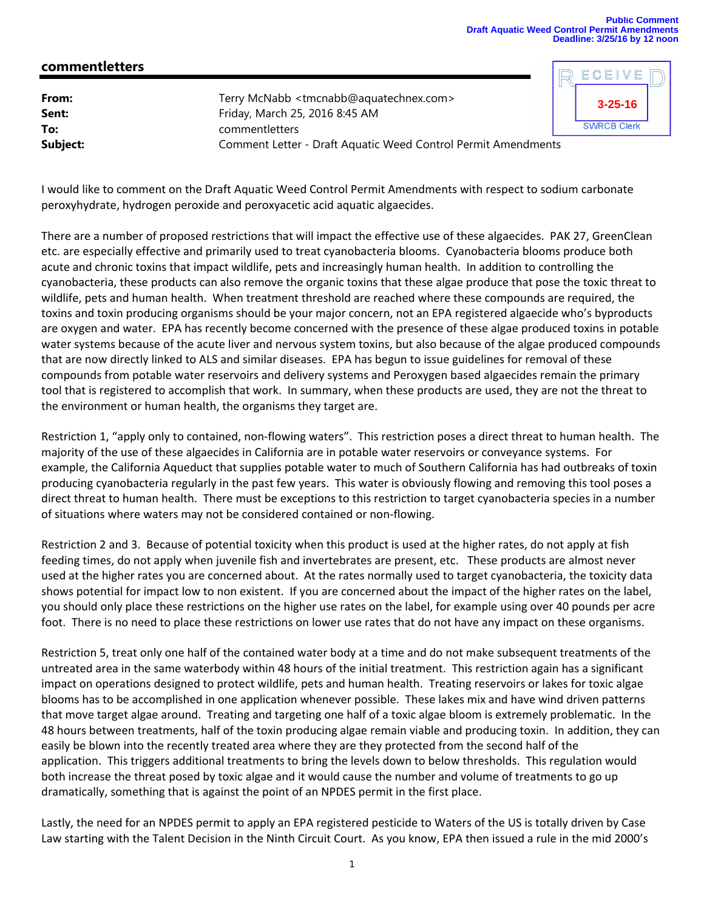Public Comment
Draft Aquatic Weed Control Permit Amendments
Deadline: 3/25/16 by 12 noon

## commentletters

RECEIVED
3-25-16
SWRCB Clerk

| | |
|---|---|
| **From:** | Terry McNabb <tmcnabb@aquatechnex.com> |
| **Sent:** | Friday, March 25, 2016 8:45 AM |
| **To:** | commentletters |
| **Subject:** | Comment Letter - Draft Aquatic Weed Control Permit Amendments |

I would like to comment on the Draft Aquatic Weed Control Permit Amendments with respect to sodium carbonate peroxyhydrate, hydrogen peroxide and peroxyacetic acid aquatic algaecides.

There are a number of proposed restrictions that will impact the effective use of these algaecides. PAK 27, GreenClean etc. are especially effective and primarily used to treat cyanobacteria blooms. Cyanobacteria blooms produce both acute and chronic toxins that impact wildlife, pets and increasingly human health. In addition to controlling the cyanobacteria, these products can also remove the organic toxins that these algae produce that pose the toxic threat to wildlife, pets and human health. When treatment threshold are reached where these compounds are required, the toxins and toxin producing organisms should be your major concern, not an EPA registered algaecide who's byproducts are oxygen and water. EPA has recently become concerned with the presence of these algae produced toxins in potable water systems because of the acute liver and nervous system toxins, but also because of the algae produced compounds that are now directly linked to ALS and similar diseases. EPA has begun to issue guidelines for removal of these compounds from potable water reservoirs and delivery systems and Peroxygen based algaecides remain the primary tool that is registered to accomplish that work. In summary, when these products are used, they are not the threat to the environment or human health, the organisms they target are.

Restriction 1, "apply only to contained, non-flowing waters". This restriction poses a direct threat to human health. The majority of the use of these algaecides in California are in potable water reservoirs or conveyance systems. For example, the California Aqueduct that supplies potable water to much of Southern California has had outbreaks of toxin producing cyanobacteria regularly in the past few years. This water is obviously flowing and removing this tool poses a direct threat to human health. There must be exceptions to this restriction to target cyanobacteria species in a number of situations where waters may not be considered contained or non-flowing.

Restriction 2 and 3. Because of potential toxicity when this product is used at the higher rates, do not apply at fish feeding times, do not apply when juvenile fish and invertebrates are present, etc. These products are almost never used at the higher rates you are concerned about. At the rates normally used to target cyanobacteria, the toxicity data shows potential for impact low to non existent. If you are concerned about the impact of the higher rates on the label, you should only place these restrictions on the higher use rates on the label, for example using over 40 pounds per acre foot. There is no need to place these restrictions on lower use rates that do not have any impact on these organisms.

Restriction 5, treat only one half of the contained water body at a time and do not make subsequent treatments of the untreated area in the same waterbody within 48 hours of the initial treatment. This restriction again has a significant impact on operations designed to protect wildlife, pets and human health. Treating reservoirs or lakes for toxic algae blooms has to be accomplished in one application whenever possible. These lakes mix and have wind driven patterns that move target algae around. Treating and targeting one half of a toxic algae bloom is extremely problematic. In the 48 hours between treatments, half of the toxin producing algae remain viable and producing toxin. In addition, they can easily be blown into the recently treated area where they are they protected from the second half of the application. This triggers additional treatments to bring the levels down to below thresholds. This regulation would both increase the threat posed by toxic algae and it would cause the number and volume of treatments to go up dramatically, something that is against the point of an NPDES permit in the first place.

Lastly, the need for an NPDES permit to apply an EPA registered pesticide to Waters of the US is totally driven by Case Law starting with the Talent Decision in the Ninth Circuit Court. As you know, EPA then issued a rule in the mid 2000's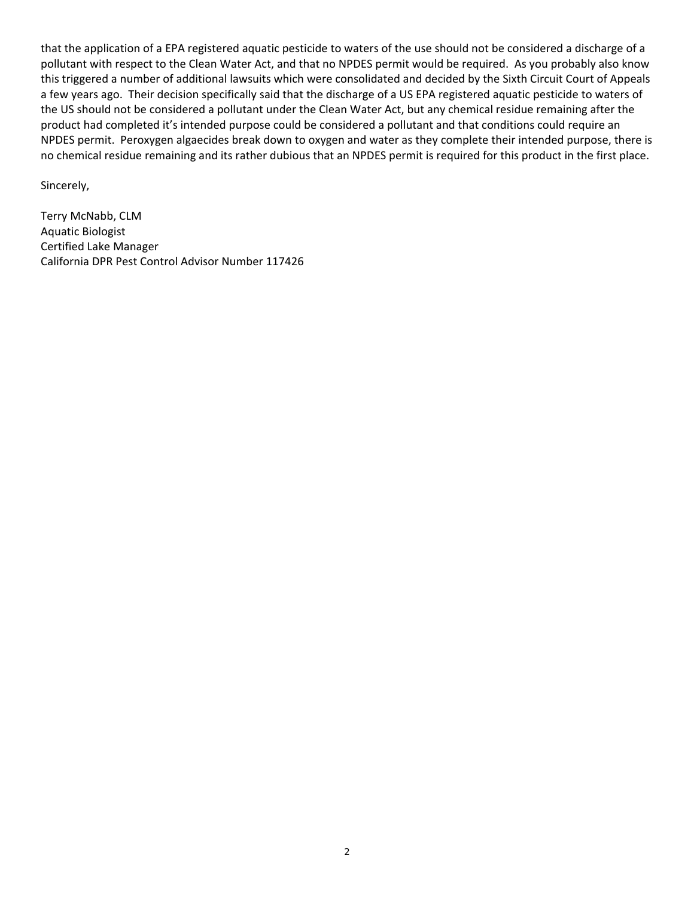that the application of a EPA registered aquatic pesticide to waters of the use should not be considered a discharge of a pollutant with respect to the Clean Water Act, and that no NPDES permit would be required. As you probably also know this triggered a number of additional lawsuits which were consolidated and decided by the Sixth Circuit Court of Appeals a few years ago. Their decision specifically said that the discharge of a US EPA registered aquatic pesticide to waters of the US should not be considered a pollutant under the Clean Water Act, but any chemical residue remaining after the product had completed it's intended purpose could be considered a pollutant and that conditions could require an NPDES permit. Peroxygen algaecides break down to oxygen and water as they complete their intended purpose, there is no chemical residue remaining and its rather dubious that an NPDES permit is required for this product in the first place.

Sincerely,

Terry McNabb, CLM
Aquatic Biologist
Certified Lake Manager
California DPR Pest Control Advisor Number 117426